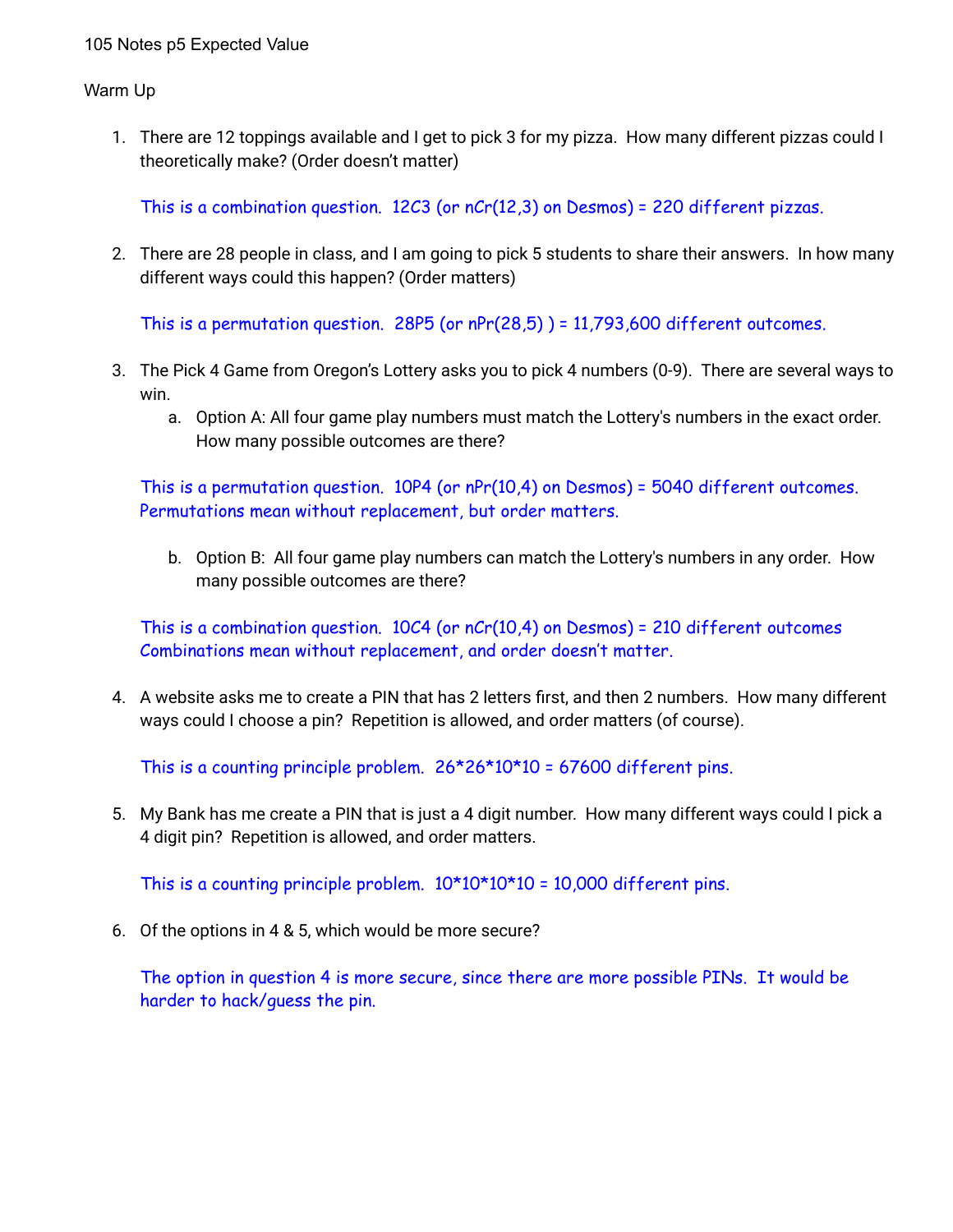105 Notes p5 Expected Value

Warm Up

1. There are 12 toppings available and I get to pick 3 for my pizza. How many different pizzas could I theoretically make? (Order doesn't matter)

   This is a combination question. 12C3 (or nCr(12,3) on Desmos) = 220 different pizzas.

2. There are 28 people in class, and I am going to pick 5 students to share their answers. In how many different ways could this happen? (Order matters)

   This is a permutation question. 28P5 (or nPr(28,5) ) = 11,793,600 different outcomes.

3. The Pick 4 Game from Oregon's Lottery asks you to pick 4 numbers (0-9). There are several ways to win.
   a. Option A: All four game play numbers must match the Lottery's numbers in the exact order. How many possible outcomes are there?

   This is a permutation question. 10P4 (or nPr(10,4) on Desmos) = 5040 different outcomes. Permutations mean without replacement, but order matters.

   b. Option B: All four game play numbers can match the Lottery's numbers in any order. How many possible outcomes are there?

   This is a combination question. 10C4 (or nCr(10,4) on Desmos) = 210 different outcomes Combinations mean without replacement, and order doesn't matter.

4. A website asks me to create a PIN that has 2 letters first, and then 2 numbers. How many different ways could I choose a pin? Repetition is allowed, and order matters (of course).

   This is a counting principle problem. 26*26*10*10 = 67600 different pins.

5. My Bank has me create a PIN that is just a 4 digit number. How many different ways could I pick a 4 digit pin? Repetition is allowed, and order matters.

   This is a counting principle problem. 10*10*10*10 = 10,000 different pins.

6. Of the options in 4 & 5, which would be more secure?

   The option in question 4 is more secure, since there are more possible PINs. It would be harder to hack/guess the pin.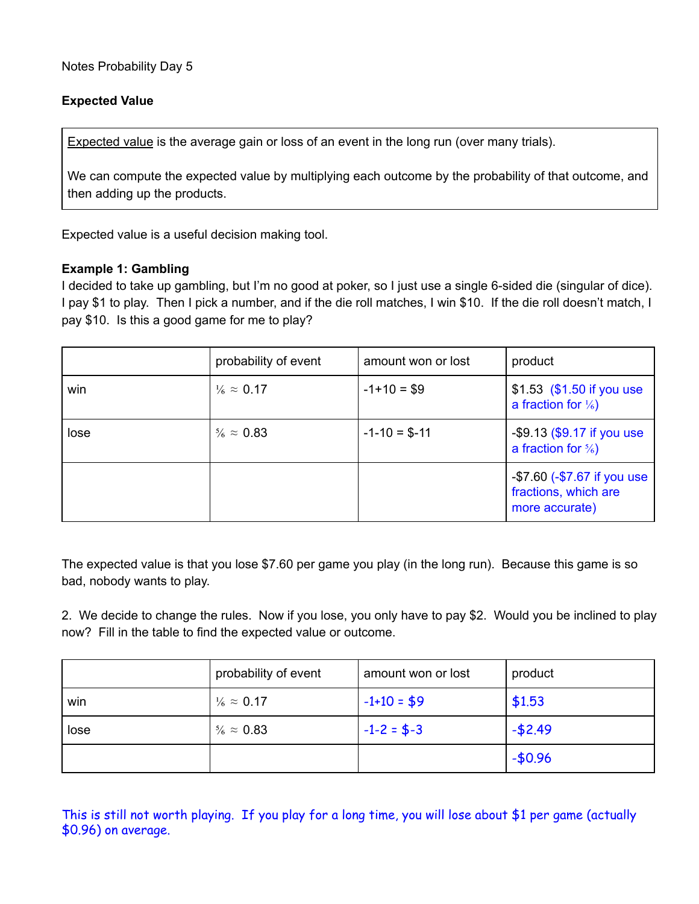Notes Probability Day 5

**Expected Value**

> Expected value is the average gain or loss of an event in the long run (over many trials).
>
> We can compute the expected value by multiplying each outcome by the probability of that outcome, and then adding up the products.

Expected value is a useful decision making tool.

**Example 1: Gambling**

I decided to take up gambling, but I'm no good at poker, so I just use a single 6-sided die (singular of dice). I pay $1 to play. Then I pick a number, and if the die roll matches, I win $10. If the die roll doesn't match, I pay $10. Is this a good game for me to play?

| | probability of event | amount won or lost | product |
|---|---|---|---|
| win | ⅙ ≈ 0.17 | -1+10 = $9 | $1.53 ($1.50 if you use a fraction for ⅙) |
| lose | ⅚ ≈ 0.83 | -1-10 = $-11 | -$9.13 ($9.17 if you use a fraction for ⅚) |
| | | | -$7.60 (-$7.67 if you use fractions, which are more accurate) |

The expected value is that you lose $7.60 per game you play (in the long run). Because this game is so bad, nobody wants to play.

2. We decide to change the rules. Now if you lose, you only have to pay $2. Would you be inclined to play now? Fill in the table to find the expected value or outcome.

| | probability of event | amount won or lost | product |
|---|---|---|---|
| win | ⅙ ≈ 0.17 | -1+10 = $9 | $1.53 |
| lose | ⅚ ≈ 0.83 | -1-2 = $-3 | -$2.49 |
| | | | -$0.96 |

This is still not worth playing. If you play for a long time, you will lose about $1 per game (actually $0.96) on average.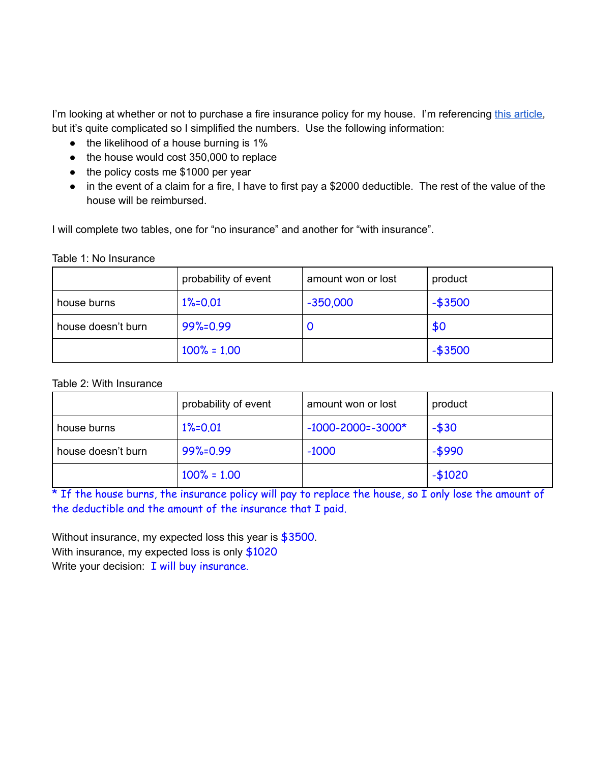I'm looking at whether or not to purchase a fire insurance policy for my house. I'm referencing this article, but it's quite complicated so I simplified the numbers. Use the following information:

- the likelihood of a house burning is 1%
- the house would cost 350,000 to replace
- the policy costs me $1000 per year
- in the event of a claim for a fire, I have to first pay a $2000 deductible. The rest of the value of the house will be reimbursed.

I will complete two tables, one for "no insurance" and another for "with insurance".

Table 1: No Insurance

| | probability of event | amount won or lost | product |
|---|---|---|---|
| house burns | 1%=0.01 | -350,000 | -$3500 |
| house doesn't burn | 99%=0.99 | 0 | $0 |
| | 100% = 1.00 | | -$3500 |

Table 2: With Insurance

| | probability of event | amount won or lost | product |
|---|---|---|---|
| house burns | 1%=0.01 | -1000-2000=-3000* | -$30 |
| house doesn't burn | 99%=0.99 | -1000 | -$990 |
| | 100% = 1.00 | | -$1020 |

* If the house burns, the insurance policy will pay to replace the house, so I only lose the amount of the deductible and the amount of the insurance that I paid.

Without insurance, my expected loss this year is $3500.
With insurance, my expected loss is only $1020
Write your decision: I will buy insurance.